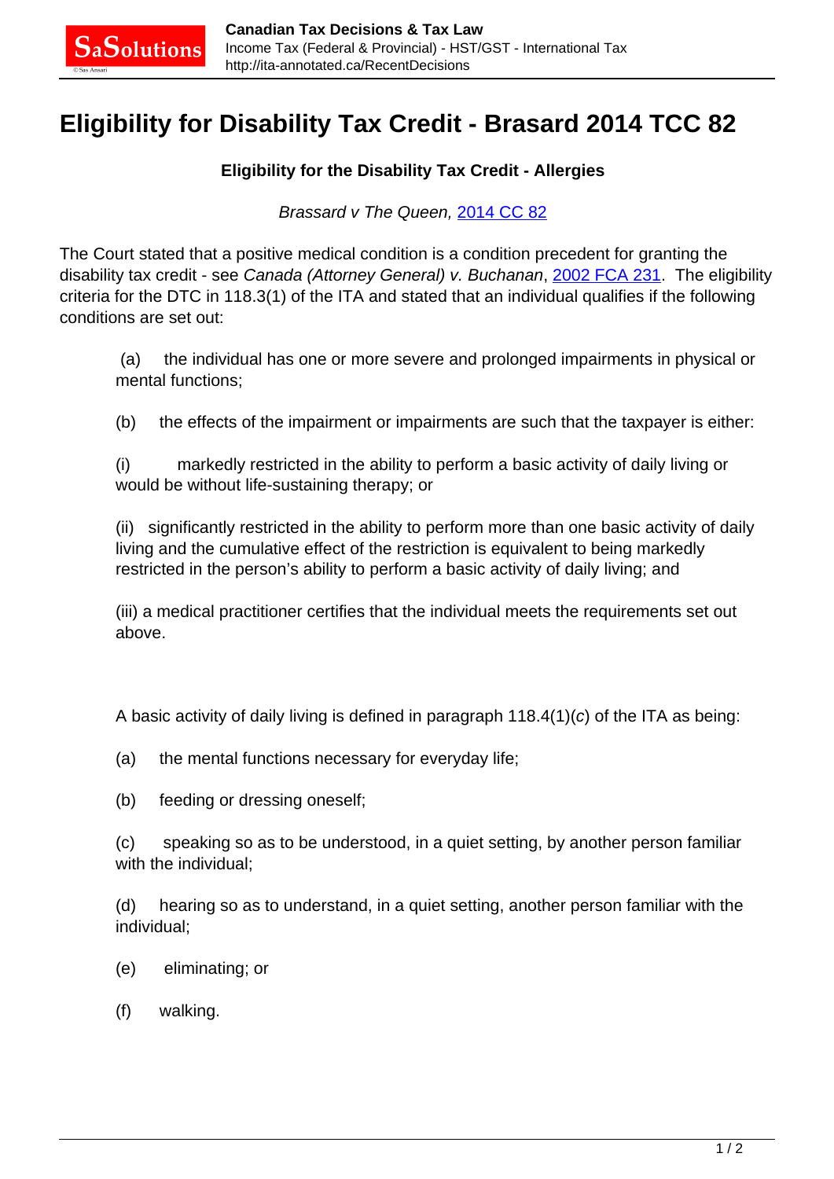# Eligibility for Disability Tax Credit - Brasard 2014 TCC 82

**Eligibility for the Disability Tax Credit - Allergies**

*Brassard v The Queen,* 2014 CC 82

The Court stated that a positive medical condition is a condition precedent for granting the disability tax credit - see *Canada (Attorney General) v. Buchanan*, 2002 FCA 231. The eligibility criteria for the DTC in 118.3(1) of the ITA and stated that an individual qualifies if the following conditions are set out:

> (a) the individual has one or more severe and prolonged impairments in physical or mental functions;
>
> (b) the effects of the impairment or impairments are such that the taxpayer is either:
>
> (i) markedly restricted in the ability to perform a basic activity of daily living or would be without life-sustaining therapy; or
>
> (ii) significantly restricted in the ability to perform more than one basic activity of daily living and the cumulative effect of the restriction is equivalent to being markedly restricted in the person's ability to perform a basic activity of daily living; and
>
> (iii) a medical practitioner certifies that the individual meets the requirements set out above.
>
> A basic activity of daily living is defined in paragraph 118.4(1)(*c*) of the ITA as being:
>
> (a) the mental functions necessary for everyday life;
>
> (b) feeding or dressing oneself;
>
> (c) speaking so as to be understood, in a quiet setting, by another person familiar with the individual;
>
> (d) hearing so as to understand, in a quiet setting, another person familiar with the individual;
>
> (e) eliminating; or
>
> (f) walking.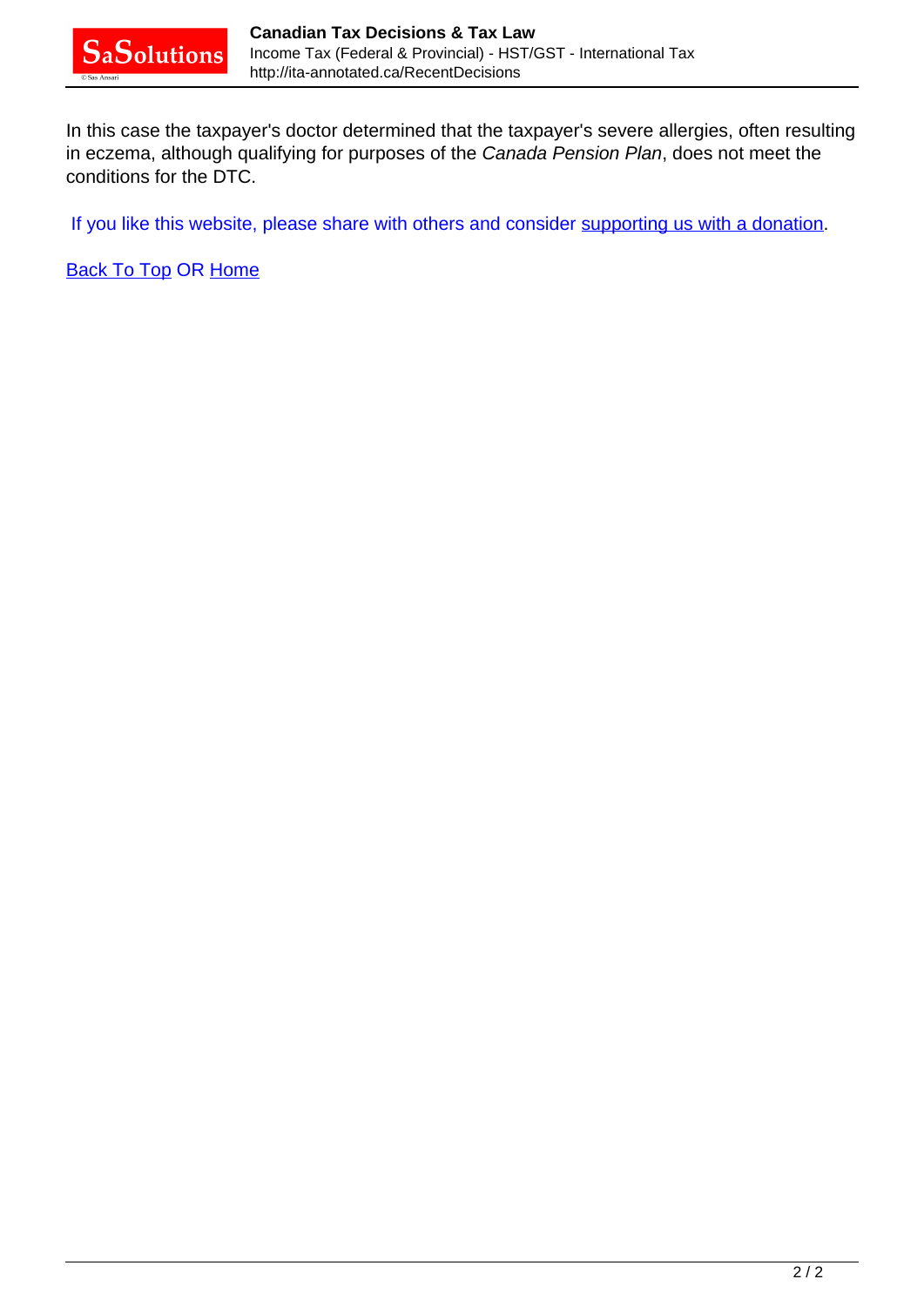In this case the taxpayer's doctor determined that the taxpayer's severe allergies, often resulting in eczema, although qualifying for purposes of the *Canada Pension Plan*, does not meet the conditions for the DTC.

If you like this website, please share with others and consider supporting us with a donation.

Back To Top OR Home